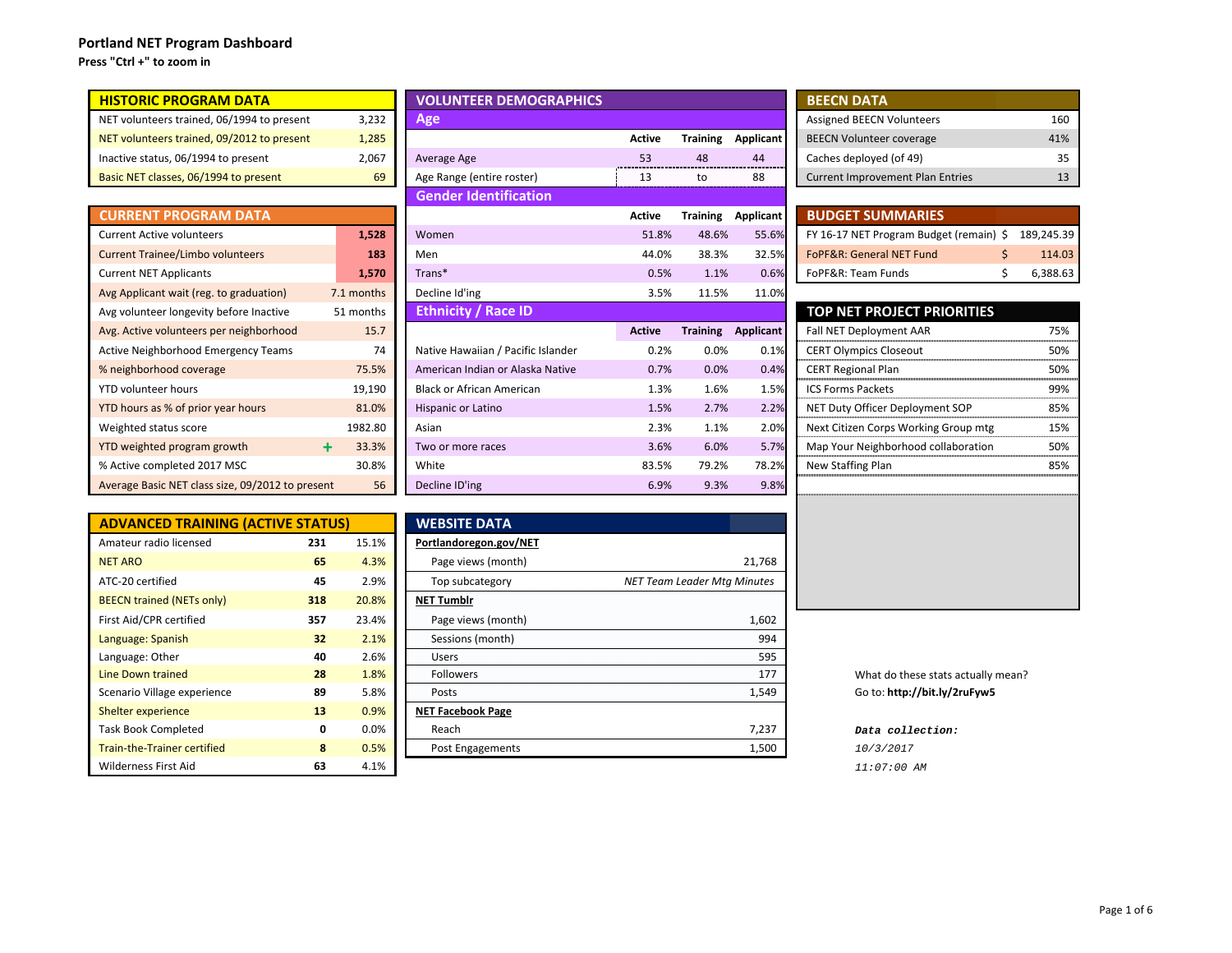# Portland NET Program Dashboard

**Press "Ctrl +" to zoom in**

## HISTORIC PROGRAM DATA

| | |
|---|---|
| NET volunteers trained, 06/1994 to present | 3,232 |
| NET volunteers trained, 09/2012 to present | 1,285 |
| Inactive status, 06/1994 to present | 2,067 |
| Basic NET classes, 06/1994 to present | 69 |

## CURRENT PROGRAM DATA

| | |
|---|---|
| Current Active volunteers | **1,528** |
| Current Trainee/Limbo volunteers | **183** |
| Current NET Applicants | **1,570** |
| Avg Applicant wait (reg. to graduation) | 7.1 months |
| Avg volunteer longevity before Inactive | 51 months |
| Avg. Active volunteers per neighborhood | 15.7 |
| Active Neighborhood Emergency Teams | 74 |
| % neighborhood coverage | 75.5% |
| YTD volunteer hours | 19,190 |
| YTD hours as % of prior year hours | 81.0% |
| Weighted status score | 1982.80 |
| YTD weighted program growth | + 33.3% |
| % Active completed 2017 MSC | 30.8% |
| Average Basic NET class size, 09/2012 to present | 56 |

## ADVANCED TRAINING (ACTIVE STATUS)

| | | |
|---|---|---|
| Amateur radio licensed | **231** | 15.1% |
| NET ARO | **65** | 4.3% |
| ATC-20 certified | **45** | 2.9% |
| BEECN trained (NETs only) | **318** | 20.8% |
| First Aid/CPR certified | **357** | 23.4% |
| Language: Spanish | **32** | 2.1% |
| Language: Other | **40** | 2.6% |
| Line Down trained | **28** | 1.8% |
| Scenario Village experience | **89** | 5.8% |
| Shelter experience | **13** | 0.9% |
| Task Book Completed | **0** | 0.0% |
| Train-the-Trainer certified | **8** | 0.5% |
| Wilderness First Aid | **63** | 4.1% |

## VOLUNTEER DEMOGRAPHICS

### Age

| | Active | Training | Applicant |
|---|---|---|---|
| Average Age | 53 | 48 | 44 |
| Age Range (entire roster) | 13 | to | 88 |

### Gender Identification

| | Active | Training | Applicant |
|---|---|---|---|
| Women | 51.8% | 48.6% | 55.6% |
| Men | 44.0% | 38.3% | 32.5% |
| Trans* | 0.5% | 1.1% | 0.6% |
| Decline Id'ing | 3.5% | 11.5% | 11.0% |

### Ethnicity / Race ID

| | Active | Training | Applicant |
|---|---|---|---|
| Native Hawaiian / Pacific Islander | 0.2% | 0.0% | 0.1% |
| American Indian or Alaska Native | 0.7% | 0.0% | 0.4% |
| Black or African American | 1.3% | 1.6% | 1.5% |
| Hispanic or Latino | 1.5% | 2.7% | 2.2% |
| Asian | 2.3% | 1.1% | 2.0% |
| Two or more races | 3.6% | 6.0% | 5.7% |
| White | 83.5% | 79.2% | 78.2% |
| Decline ID'ing | 6.9% | 9.3% | 9.8% |

## WEBSITE DATA

| | |
|---|---|
| **Portlandoregon.gov/NET** | |
| Page views (month) | 21,768 |
| Top subcategory | *NET Team Leader Mtg Minutes* |
| **NET Tumblr** | |
| Page views (month) | 1,602 |
| Sessions (month) | 994 |
| Users | 595 |
| Followers | 177 |
| Posts | 1,549 |
| **NET Facebook Page** | |
| Reach | 7,237 |
| Post Engagements | 1,500 |

## BEECN DATA

| | |
|---|---|
| Assigned BEECN Volunteers | 160 |
| BEECN Volunteer coverage | 41% |
| Caches deployed (of 49) | 35 |
| Current Improvement Plan Entries | 13 |

## BUDGET SUMMARIES

| | |
|---|---|
| FY 16-17 NET Program Budget (remain) | $ 189,245.39 |
| FoPF&R: General NET Fund | $ 114.03 |
| FoPF&R: Team Funds | $ 6,388.63 |

## TOP NET PROJECT PRIORITIES

| | |
|---|---|
| Fall NET Deployment AAR | 75% |
| CERT Olympics Closeout | 50% |
| CERT Regional Plan | 50% |
| ICS Forms Packets | 99% |
| NET Duty Officer Deployment SOP | 85% |
| Next Citizen Corps Working Group mtg | 15% |
| Map Your Neighborhood collaboration | 50% |
| New Staffing Plan | 85% |

What do these stats actually mean?
Go to: **http://bit.ly/2ruFyw5**

***Data collection:***
*10/3/2017*
*11:07:00 AM*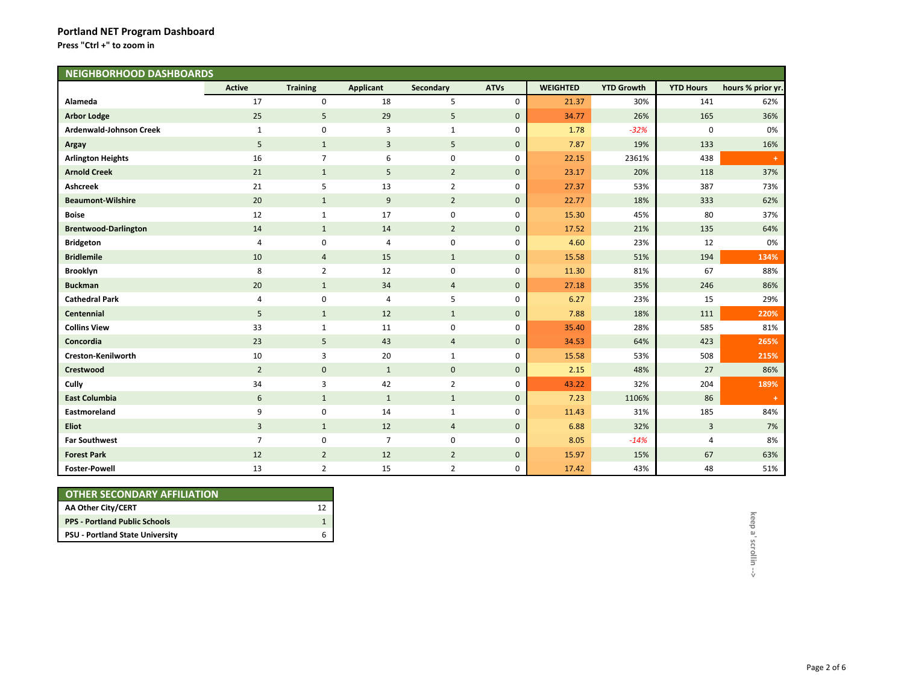## Portland NET Program Dashboard

**Press "Ctrl +" to zoom in**

| NEIGHBORHOOD DASHBOARDS | Active | Training | Applicant | Secondary | ATVs | WEIGHTED | YTD Growth | YTD Hours | hours % prior yr. |
|---|---|---|---|---|---|---|---|---|---|
| Alameda | 17 | 0 | 18 | 5 | 0 | 21.37 | 30% | 141 | 62% |
| Arbor Lodge | 25 | 5 | 29 | 5 | 0 | 34.77 | 26% | 165 | 36% |
| Ardenwald-Johnson Creek | 1 | 0 | 3 | 1 | 0 | 1.78 | *-32%* | 0 | 0% |
| Argay | 5 | 1 | 3 | 5 | 0 | 7.87 | 19% | 133 | 16% |
| Arlington Heights | 16 | 7 | 6 | 0 | 0 | 22.15 | 2361% | 438 | + |
| Arnold Creek | 21 | 1 | 5 | 2 | 0 | 23.17 | 20% | 118 | 37% |
| Ashcreek | 21 | 5 | 13 | 2 | 0 | 27.37 | 53% | 387 | 73% |
| Beaumont-Wilshire | 20 | 1 | 9 | 2 | 0 | 22.77 | 18% | 333 | 62% |
| Boise | 12 | 1 | 17 | 0 | 0 | 15.30 | 45% | 80 | 37% |
| Brentwood-Darlington | 14 | 1 | 14 | 2 | 0 | 17.52 | 21% | 135 | 64% |
| Bridgeton | 4 | 0 | 4 | 0 | 0 | 4.60 | 23% | 12 | 0% |
| Bridlemile | 10 | 4 | 15 | 1 | 0 | 15.58 | 51% | 194 | 134% |
| Brooklyn | 8 | 2 | 12 | 0 | 0 | 11.30 | 81% | 67 | 88% |
| Buckman | 20 | 1 | 34 | 4 | 0 | 27.18 | 35% | 246 | 86% |
| Cathedral Park | 4 | 0 | 4 | 5 | 0 | 6.27 | 23% | 15 | 29% |
| Centennial | 5 | 1 | 12 | 1 | 0 | 7.88 | 18% | 111 | 220% |
| Collins View | 33 | 1 | 11 | 0 | 0 | 35.40 | 28% | 585 | 81% |
| Concordia | 23 | 5 | 43 | 4 | 0 | 34.53 | 64% | 423 | 265% |
| Creston-Kenilworth | 10 | 3 | 20 | 1 | 0 | 15.58 | 53% | 508 | 215% |
| Crestwood | 2 | 0 | 1 | 0 | 0 | 2.15 | 48% | 27 | 86% |
| Cully | 34 | 3 | 42 | 2 | 0 | 43.22 | 32% | 204 | 189% |
| East Columbia | 6 | 1 | 1 | 1 | 0 | 7.23 | 1106% | 86 | + |
| Eastmoreland | 9 | 0 | 14 | 1 | 0 | 11.43 | 31% | 185 | 84% |
| Eliot | 3 | 1 | 12 | 4 | 0 | 6.88 | 32% | 3 | 7% |
| Far Southwest | 7 | 0 | 7 | 0 | 0 | 8.05 | *-14%* | 4 | 8% |
| Forest Park | 12 | 2 | 12 | 2 | 0 | 15.97 | 15% | 67 | 63% |
| Foster-Powell | 13 | 2 | 15 | 2 | 0 | 17.42 | 43% | 48 | 51% |

| OTHER SECONDARY AFFILIATION | |
|---|---|
| AA Other City/CERT | 12 |
| PPS - Portland Public Schools | 1 |
| PSU - Portland State University | 6 |

keep a' scrollin -->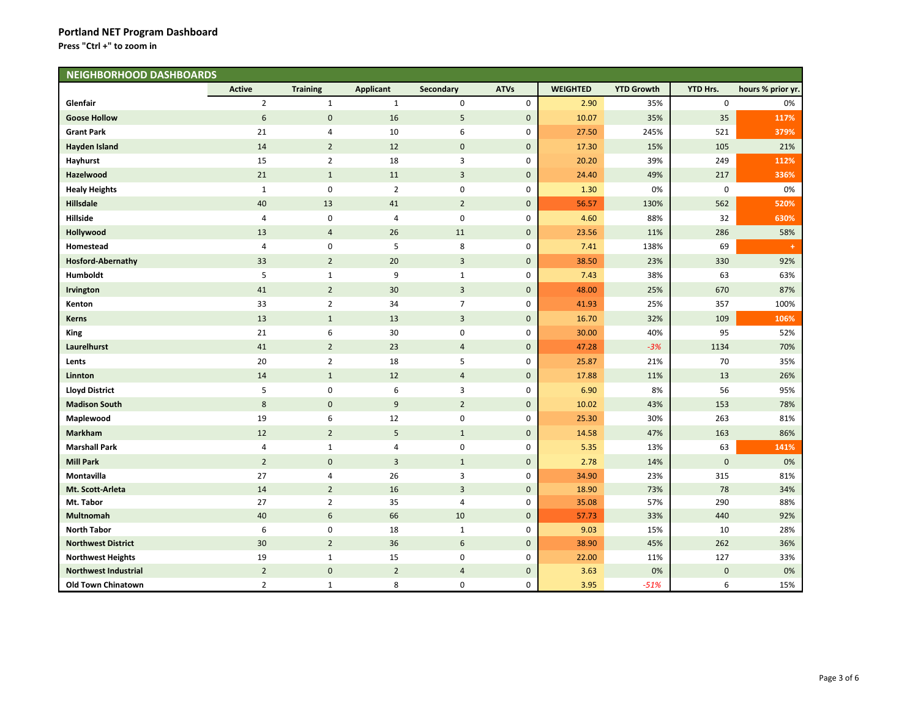# Portland NET Program Dashboard

**Press "Ctrl +" to zoom in**

## NEIGHBORHOOD DASHBOARDS

| | Active | Training | Applicant | Secondary | ATVs | WEIGHTED | YTD Growth | YTD Hrs. | hours % prior yr. |
|---|---|---|---|---|---|---|---|---|---|
| **Glenfair** | 2 | 1 | 1 | 0 | 0 | 2.90 | 35% | 0 | 0% |
| **Goose Hollow** | 6 | 0 | 16 | 5 | 0 | 10.07 | 35% | 35 | 117% |
| **Grant Park** | 21 | 4 | 10 | 6 | 0 | 27.50 | 245% | 521 | 379% |
| **Hayden Island** | 14 | 2 | 12 | 0 | 0 | 17.30 | 15% | 105 | 21% |
| **Hayhurst** | 15 | 2 | 18 | 3 | 0 | 20.20 | 39% | 249 | 112% |
| **Hazelwood** | 21 | 1 | 11 | 3 | 0 | 24.40 | 49% | 217 | 336% |
| **Healy Heights** | 1 | 0 | 2 | 0 | 0 | 1.30 | 0% | 0 | 0% |
| **Hillsdale** | 40 | 13 | 41 | 2 | 0 | 56.57 | 130% | 562 | 520% |
| **Hillside** | 4 | 0 | 4 | 0 | 0 | 4.60 | 88% | 32 | 630% |
| **Hollywood** | 13 | 4 | 26 | 11 | 0 | 23.56 | 11% | 286 | 58% |
| **Homestead** | 4 | 0 | 5 | 8 | 0 | 7.41 | 138% | 69 | + |
| **Hosford-Abernathy** | 33 | 2 | 20 | 3 | 0 | 38.50 | 23% | 330 | 92% |
| **Humboldt** | 5 | 1 | 9 | 1 | 0 | 7.43 | 38% | 63 | 63% |
| **Irvington** | 41 | 2 | 30 | 3 | 0 | 48.00 | 25% | 670 | 87% |
| **Kenton** | 33 | 2 | 34 | 7 | 0 | 41.93 | 25% | 357 | 100% |
| **Kerns** | 13 | 1 | 13 | 3 | 0 | 16.70 | 32% | 109 | 106% |
| **King** | 21 | 6 | 30 | 0 | 0 | 30.00 | 40% | 95 | 52% |
| **Laurelhurst** | 41 | 2 | 23 | 4 | 0 | 47.28 | *-3%* | 1134 | 70% |
| **Lents** | 20 | 2 | 18 | 5 | 0 | 25.87 | 21% | 70 | 35% |
| **Linnton** | 14 | 1 | 12 | 4 | 0 | 17.88 | 11% | 13 | 26% |
| **Lloyd District** | 5 | 0 | 6 | 3 | 0 | 6.90 | 8% | 56 | 95% |
| **Madison South** | 8 | 0 | 9 | 2 | 0 | 10.02 | 43% | 153 | 78% |
| **Maplewood** | 19 | 6 | 12 | 0 | 0 | 25.30 | 30% | 263 | 81% |
| **Markham** | 12 | 2 | 5 | 1 | 0 | 14.58 | 47% | 163 | 86% |
| **Marshall Park** | 4 | 1 | 4 | 0 | 0 | 5.35 | 13% | 63 | 141% |
| **Mill Park** | 2 | 0 | 3 | 1 | 0 | 2.78 | 14% | 0 | 0% |
| **Montavilla** | 27 | 4 | 26 | 3 | 0 | 34.90 | 23% | 315 | 81% |
| **Mt. Scott-Arleta** | 14 | 2 | 16 | 3 | 0 | 18.90 | 73% | 78 | 34% |
| **Mt. Tabor** | 27 | 2 | 35 | 4 | 0 | 35.08 | 57% | 290 | 88% |
| **Multnomah** | 40 | 6 | 66 | 10 | 0 | 57.73 | 33% | 440 | 92% |
| **North Tabor** | 6 | 0 | 18 | 1 | 0 | 9.03 | 15% | 10 | 28% |
| **Northwest District** | 30 | 2 | 36 | 6 | 0 | 38.90 | 45% | 262 | 36% |
| **Northwest Heights** | 19 | 1 | 15 | 0 | 0 | 22.00 | 11% | 127 | 33% |
| **Northwest Industrial** | 2 | 0 | 2 | 4 | 0 | 3.63 | 0% | 0 | 0% |
| **Old Town Chinatown** | 2 | 1 | 8 | 0 | 0 | 3.95 | *-51%* | 6 | 15% |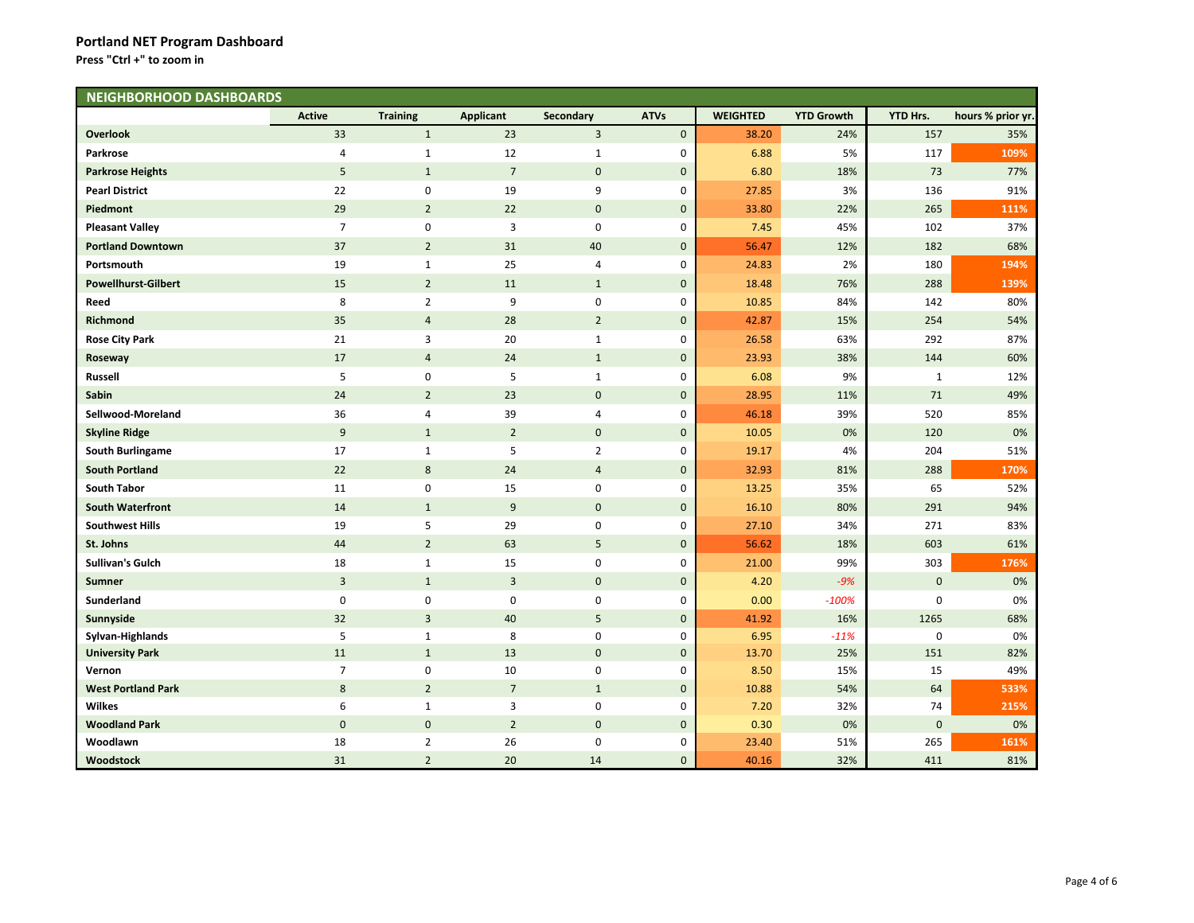## Portland NET Program Dashboard

**Press "Ctrl +" to zoom in**

### NEIGHBORHOOD DASHBOARDS

| | Active | Training | Applicant | Secondary | ATVs | WEIGHTED | YTD Growth | YTD Hrs. | hours % prior yr. |
|---|---|---|---|---|---|---|---|---|---|
| **Overlook** | 33 | 1 | 23 | 3 | 0 | 38.20 | 24% | 157 | 35% |
| **Parkrose** | 4 | 1 | 12 | 1 | 0 | 6.88 | 5% | 117 | 109% |
| **Parkrose Heights** | 5 | 1 | 7 | 0 | 0 | 6.80 | 18% | 73 | 77% |
| **Pearl District** | 22 | 0 | 19 | 9 | 0 | 27.85 | 3% | 136 | 91% |
| **Piedmont** | 29 | 2 | 22 | 0 | 0 | 33.80 | 22% | 265 | 111% |
| **Pleasant Valley** | 7 | 0 | 3 | 0 | 0 | 7.45 | 45% | 102 | 37% |
| **Portland Downtown** | 37 | 2 | 31 | 40 | 0 | 56.47 | 12% | 182 | 68% |
| **Portsmouth** | 19 | 1 | 25 | 4 | 0 | 24.83 | 2% | 180 | 194% |
| **Powellhurst-Gilbert** | 15 | 2 | 11 | 1 | 0 | 18.48 | 76% | 288 | 139% |
| **Reed** | 8 | 2 | 9 | 0 | 0 | 10.85 | 84% | 142 | 80% |
| **Richmond** | 35 | 4 | 28 | 2 | 0 | 42.87 | 15% | 254 | 54% |
| **Rose City Park** | 21 | 3 | 20 | 1 | 0 | 26.58 | 63% | 292 | 87% |
| **Roseway** | 17 | 4 | 24 | 1 | 0 | 23.93 | 38% | 144 | 60% |
| **Russell** | 5 | 0 | 5 | 1 | 0 | 6.08 | 9% | 1 | 12% |
| **Sabin** | 24 | 2 | 23 | 0 | 0 | 28.95 | 11% | 71 | 49% |
| **Sellwood-Moreland** | 36 | 4 | 39 | 4 | 0 | 46.18 | 39% | 520 | 85% |
| **Skyline Ridge** | 9 | 1 | 2 | 0 | 0 | 10.05 | 0% | 120 | 0% |
| **South Burlingame** | 17 | 1 | 5 | 2 | 0 | 19.17 | 4% | 204 | 51% |
| **South Portland** | 22 | 8 | 24 | 4 | 0 | 32.93 | 81% | 288 | 170% |
| **South Tabor** | 11 | 0 | 15 | 0 | 0 | 13.25 | 35% | 65 | 52% |
| **South Waterfront** | 14 | 1 | 9 | 0 | 0 | 16.10 | 80% | 291 | 94% |
| **Southwest Hills** | 19 | 5 | 29 | 0 | 0 | 27.10 | 34% | 271 | 83% |
| **St. Johns** | 44 | 2 | 63 | 5 | 0 | 56.62 | 18% | 603 | 61% |
| **Sullivan's Gulch** | 18 | 1 | 15 | 0 | 0 | 21.00 | 99% | 303 | 176% |
| **Sumner** | 3 | 1 | 3 | 0 | 0 | 4.20 | *-9%* | 0 | 0% |
| **Sunderland** | 0 | 0 | 0 | 0 | 0 | 0.00 | *-100%* | 0 | 0% |
| **Sunnyside** | 32 | 3 | 40 | 5 | 0 | 41.92 | 16% | 1265 | 68% |
| **Sylvan-Highlands** | 5 | 1 | 8 | 0 | 0 | 6.95 | *-11%* | 0 | 0% |
| **University Park** | 11 | 1 | 13 | 0 | 0 | 13.70 | 25% | 151 | 82% |
| **Vernon** | 7 | 0 | 10 | 0 | 0 | 8.50 | 15% | 15 | 49% |
| **West Portland Park** | 8 | 2 | 7 | 1 | 0 | 10.88 | 54% | 64 | 533% |
| **Wilkes** | 6 | 1 | 3 | 0 | 0 | 7.20 | 32% | 74 | 215% |
| **Woodland Park** | 0 | 0 | 2 | 0 | 0 | 0.30 | 0% | 0 | 0% |
| **Woodlawn** | 18 | 2 | 26 | 0 | 0 | 23.40 | 51% | 265 | 161% |
| **Woodstock** | 31 | 2 | 20 | 14 | 0 | 40.16 | 32% | 411 | 81% |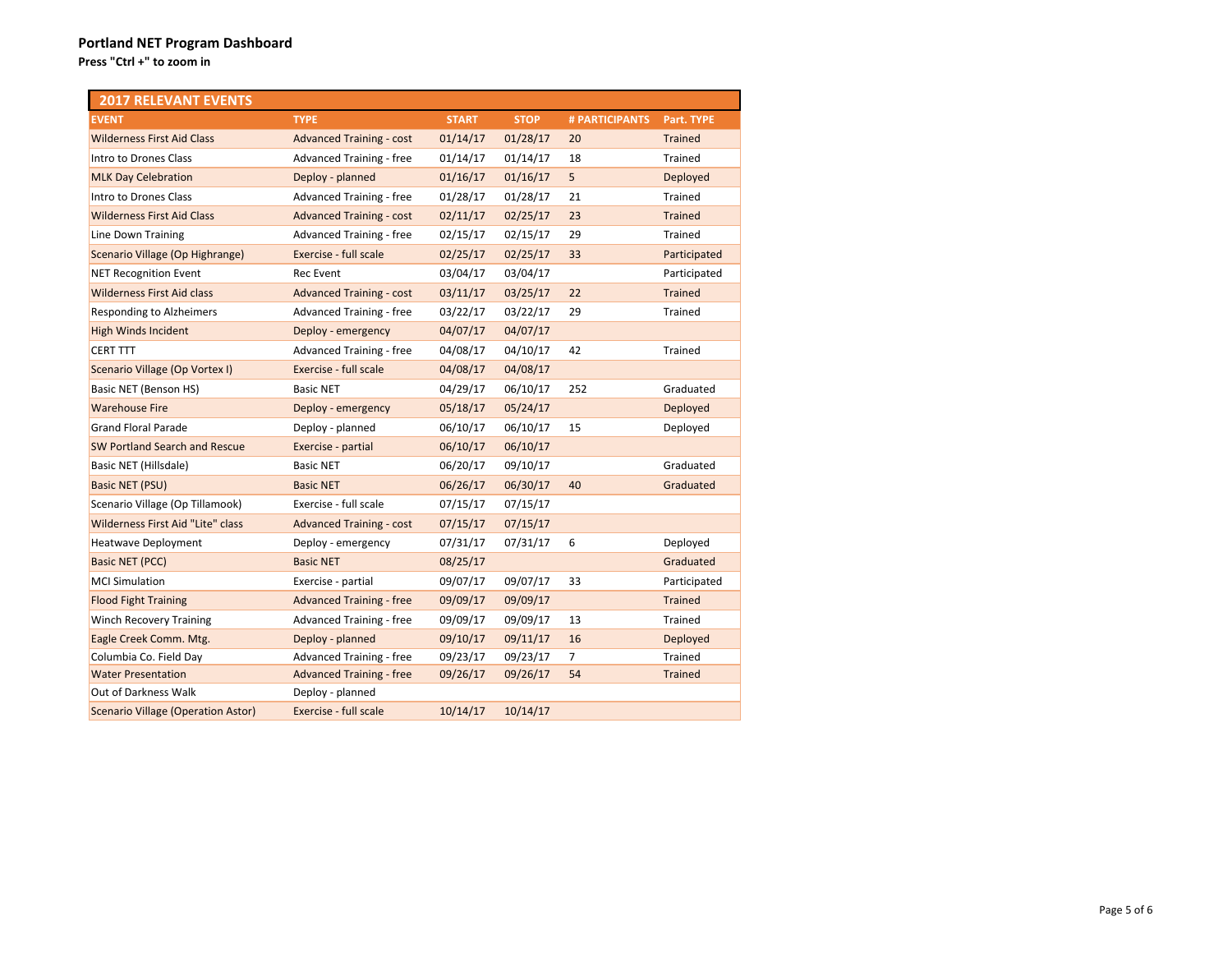**Portland NET Program Dashboard**

**Press "Ctrl +" to zoom in**

## 2017 RELEVANT EVENTS

| EVENT | TYPE | START | STOP | # PARTICIPANTS | Part. TYPE |
|---|---|---|---|---|---|
| Wilderness First Aid Class | Advanced Training - cost | 01/14/17 | 01/28/17 | 20 | Trained |
| Intro to Drones Class | Advanced Training - free | 01/14/17 | 01/14/17 | 18 | Trained |
| MLK Day Celebration | Deploy - planned | 01/16/17 | 01/16/17 | 5 | Deployed |
| Intro to Drones Class | Advanced Training - free | 01/28/17 | 01/28/17 | 21 | Trained |
| Wilderness First Aid Class | Advanced Training - cost | 02/11/17 | 02/25/17 | 23 | Trained |
| Line Down Training | Advanced Training - free | 02/15/17 | 02/15/17 | 29 | Trained |
| Scenario Village (Op Highrange) | Exercise - full scale | 02/25/17 | 02/25/17 | 33 | Participated |
| NET Recognition Event | Rec Event | 03/04/17 | 03/04/17 | | Participated |
| Wilderness First Aid class | Advanced Training - cost | 03/11/17 | 03/25/17 | 22 | Trained |
| Responding to Alzheimers | Advanced Training - free | 03/22/17 | 03/22/17 | 29 | Trained |
| High Winds Incident | Deploy - emergency | 04/07/17 | 04/07/17 | | |
| CERT TTT | Advanced Training - free | 04/08/17 | 04/10/17 | 42 | Trained |
| Scenario Village (Op Vortex I) | Exercise - full scale | 04/08/17 | 04/08/17 | | |
| Basic NET (Benson HS) | Basic NET | 04/29/17 | 06/10/17 | 252 | Graduated |
| Warehouse Fire | Deploy - emergency | 05/18/17 | 05/24/17 | | Deployed |
| Grand Floral Parade | Deploy - planned | 06/10/17 | 06/10/17 | 15 | Deployed |
| SW Portland Search and Rescue | Exercise - partial | 06/10/17 | 06/10/17 | | |
| Basic NET (Hillsdale) | Basic NET | 06/20/17 | 09/10/17 | | Graduated |
| Basic NET (PSU) | Basic NET | 06/26/17 | 06/30/17 | 40 | Graduated |
| Scenario Village (Op Tillamook) | Exercise - full scale | 07/15/17 | 07/15/17 | | |
| Wilderness First Aid "Lite" class | Advanced Training - cost | 07/15/17 | 07/15/17 | | |
| Heatwave Deployment | Deploy - emergency | 07/31/17 | 07/31/17 | 6 | Deployed |
| Basic NET (PCC) | Basic NET | 08/25/17 | | | Graduated |
| MCI Simulation | Exercise - partial | 09/07/17 | 09/07/17 | 33 | Participated |
| Flood Fight Training | Advanced Training - free | 09/09/17 | 09/09/17 | | Trained |
| Winch Recovery Training | Advanced Training - free | 09/09/17 | 09/09/17 | 13 | Trained |
| Eagle Creek Comm. Mtg. | Deploy - planned | 09/10/17 | 09/11/17 | 16 | Deployed |
| Columbia Co. Field Day | Advanced Training - free | 09/23/17 | 09/23/17 | 7 | Trained |
| Water Presentation | Advanced Training - free | 09/26/17 | 09/26/17 | 54 | Trained |
| Out of Darkness Walk | Deploy - planned | | | | |
| Scenario Village (Operation Astor) | Exercise - full scale | 10/14/17 | 10/14/17 | | |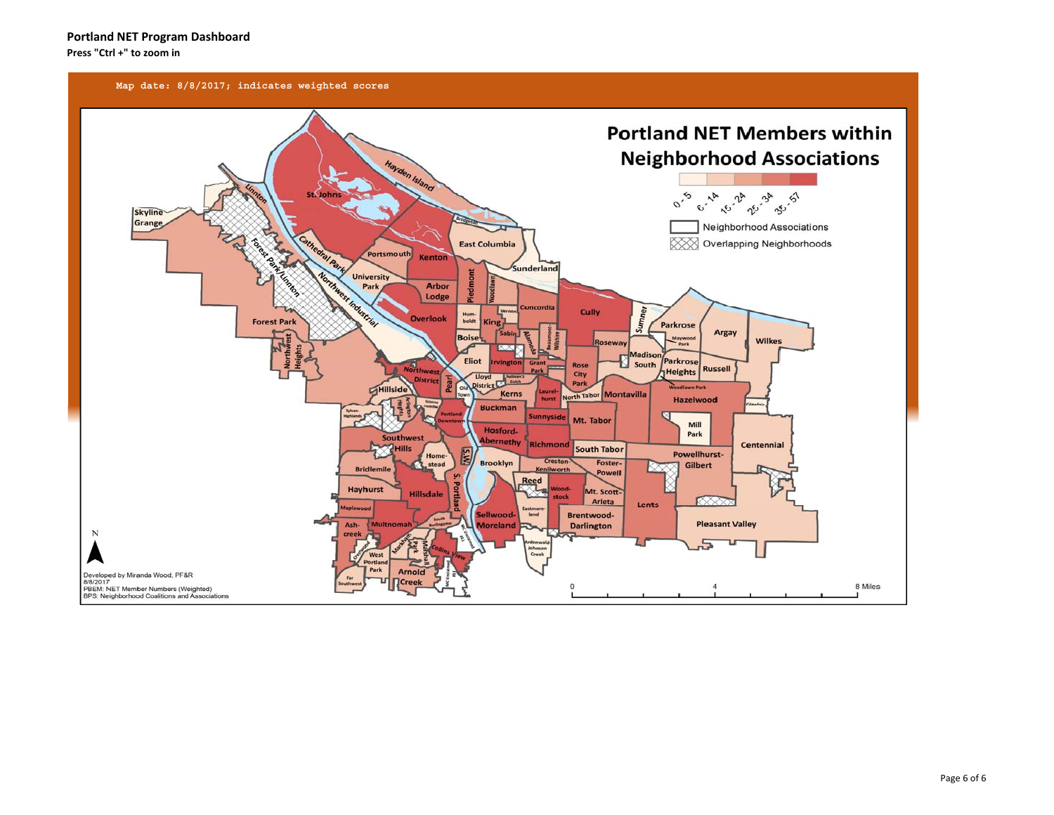**Portland NET Program Dashboard**

**Press "Ctrl +" to zoom in**

Map date: 8/8/2017; indicates weighted scores

## Portland NET Members within Neighborhood Associations

0 - 5
6 - 14
15 - 24
25 - 34
35 - 57

Neighborhood Associations
Overlapping Neighborhoods

Developed by Miranda Wood, PF&R
8/8/2017
PBEM: NET Member Numbers (Weighted)
BPS: Neighborhood Coalitions and Associations

0
4
8 Miles